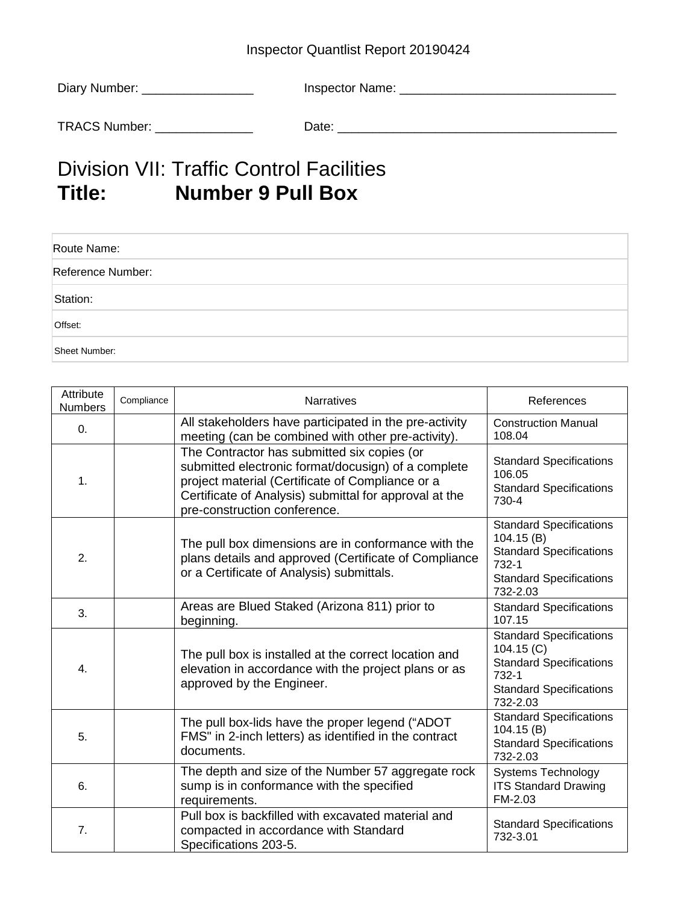Inspector Quantlist Report 20190424

Diary Number: ________________ Inspector Name: _______________________________

TRACS Number: ______________ Date: ________________________________________

# Division VII: Traffic Control Facilities
# Title: Number 9 Pull Box

| Route Name: |
|---|
| Reference Number: |
| Station: |
| Offset: |
| Sheet Number: |

| Attribute Numbers | Compliance | Narratives | References |
|---|---|---|---|
| 0. | | All stakeholders have participated in the pre-activity meeting (can be combined with other pre-activity). | Construction Manual 108.04 |
| 1. | | The Contractor has submitted six copies (or submitted electronic format/docusign) of a complete project material (Certificate of Compliance or a Certificate of Analysis) submittal for approval at the pre-construction conference. | Standard Specifications 106.05<br>Standard Specifications 730-4 |
| 2. | | The pull box dimensions are in conformance with the plans details and approved (Certificate of Compliance or a Certificate of Analysis) submittals. | Standard Specifications 104.15 (B)<br>Standard Specifications 732-1<br>Standard Specifications 732-2.03 |
| 3. | | Areas are Blued Staked (Arizona 811) prior to beginning. | Standard Specifications 107.15 |
| 4. | | The pull box is installed at the correct location and elevation in accordance with the project plans or as approved by the Engineer. | Standard Specifications 104.15 (C)<br>Standard Specifications 732-1<br>Standard Specifications 732-2.03 |
| 5. | | The pull box-lids have the proper legend ("ADOT FMS" in 2-inch letters) as identified in the contract documents. | Standard Specifications 104.15 (B)<br>Standard Specifications 732-2.03 |
| 6. | | The depth and size of the Number 57 aggregate rock sump is in conformance with the specified requirements. | Systems Technology ITS Standard Drawing FM-2.03 |
| 7. | | Pull box is backfilled with excavated material and compacted in accordance with Standard Specifications 203-5. | Standard Specifications 732-3.01 |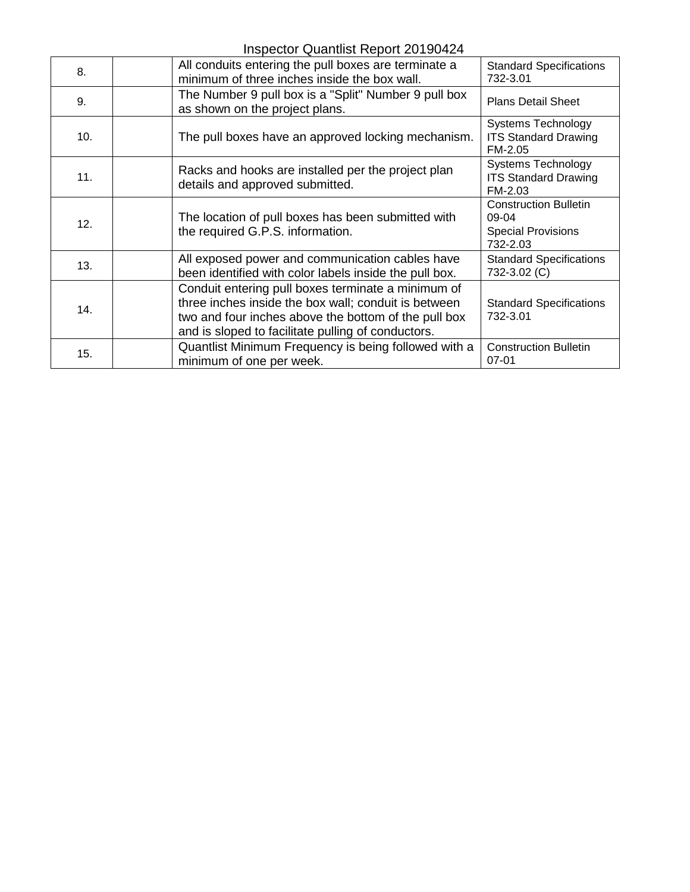| | | | |
|---|---|---|---|
| 8. | | All conduits entering the pull boxes are terminate a minimum of three inches inside the box wall. | Standard Specifications 732-3.01 |
| 9. | | The Number 9 pull box is a "Split" Number 9 pull box as shown on the project plans. | Plans Detail Sheet |
| 10. | | The pull boxes have an approved locking mechanism. | Systems Technology ITS Standard Drawing FM-2.05 |
| 11. | | Racks and hooks are installed per the project plan details and approved submitted. | Systems Technology ITS Standard Drawing FM-2.03 |
| 12. | | The location of pull boxes has been submitted with the required G.P.S. information. | Construction Bulletin 09-04<br>Special Provisions 732-2.03 |
| 13. | | All exposed power and communication cables have been identified with color labels inside the pull box. | Standard Specifications 732-3.02 (C) |
| 14. | | Conduit entering pull boxes terminate a minimum of three inches inside the box wall; conduit is between two and four inches above the bottom of the pull box and is sloped to facilitate pulling of conductors. | Standard Specifications 732-3.01 |
| 15. | | Quantlist Minimum Frequency is being followed with a minimum of one per week. | Construction Bulletin 07-01 |